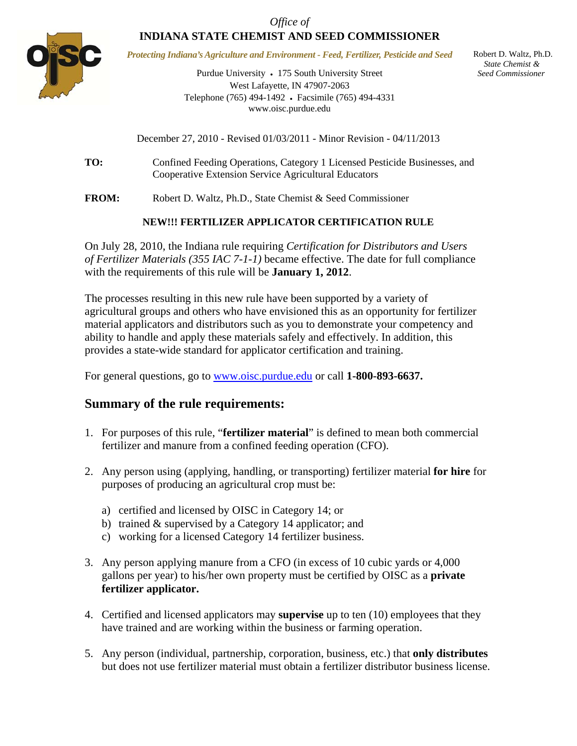*Office of*

**INDIANA STATE CHEMIST AND SEED COMMISSIONER**

*Protecting Indiana's Agriculture and Environment - Feed, Fertilizer, Pesticide and Seed*

Purdue University • 175 South University Street
West Lafayette, IN 47907-2063
Telephone (765) 494-1492 • Facsimile (765) 494-4331
www.oisc.purdue.edu

Robert D. Waltz, Ph.D.
*State Chemist &*
*Seed Commissioner*

December 27, 2010 - Revised 01/03/2011 - Minor Revision - 04/11/2013

**TO:** Confined Feeding Operations, Category 1 Licensed Pesticide Businesses, and Cooperative Extension Service Agricultural Educators

**FROM:** Robert D. Waltz, Ph.D., State Chemist & Seed Commissioner

**NEW!!! FERTILIZER APPLICATOR CERTIFICATION RULE**

On July 28, 2010, the Indiana rule requiring *Certification for Distributors and Users of Fertilizer Materials (355 IAC 7-1-1)* became effective. The date for full compliance with the requirements of this rule will be **January 1, 2012**.

The processes resulting in this new rule have been supported by a variety of agricultural groups and others who have envisioned this as an opportunity for fertilizer material applicators and distributors such as you to demonstrate your competency and ability to handle and apply these materials safely and effectively. In addition, this provides a state-wide standard for applicator certification and training.

For general questions, go to www.oisc.purdue.edu or call **1-800-893-6637.**

## Summary of the rule requirements:

1. For purposes of this rule, "**fertilizer material**" is defined to mean both commercial fertilizer and manure from a confined feeding operation (CFO).

2. Any person using (applying, handling, or transporting) fertilizer material **for hire** for purposes of producing an agricultural crop must be:

   a) certified and licensed by OISC in Category 14; or
   b) trained & supervised by a Category 14 applicator; and
   c) working for a licensed Category 14 fertilizer business.

3. Any person applying manure from a CFO (in excess of 10 cubic yards or 4,000 gallons per year) to his/her own property must be certified by OISC as a **private fertilizer applicator.**

4. Certified and licensed applicators may **supervise** up to ten (10) employees that they have trained and are working within the business or farming operation.

5. Any person (individual, partnership, corporation, business, etc.) that **only distributes** but does not use fertilizer material must obtain a fertilizer distributor business license.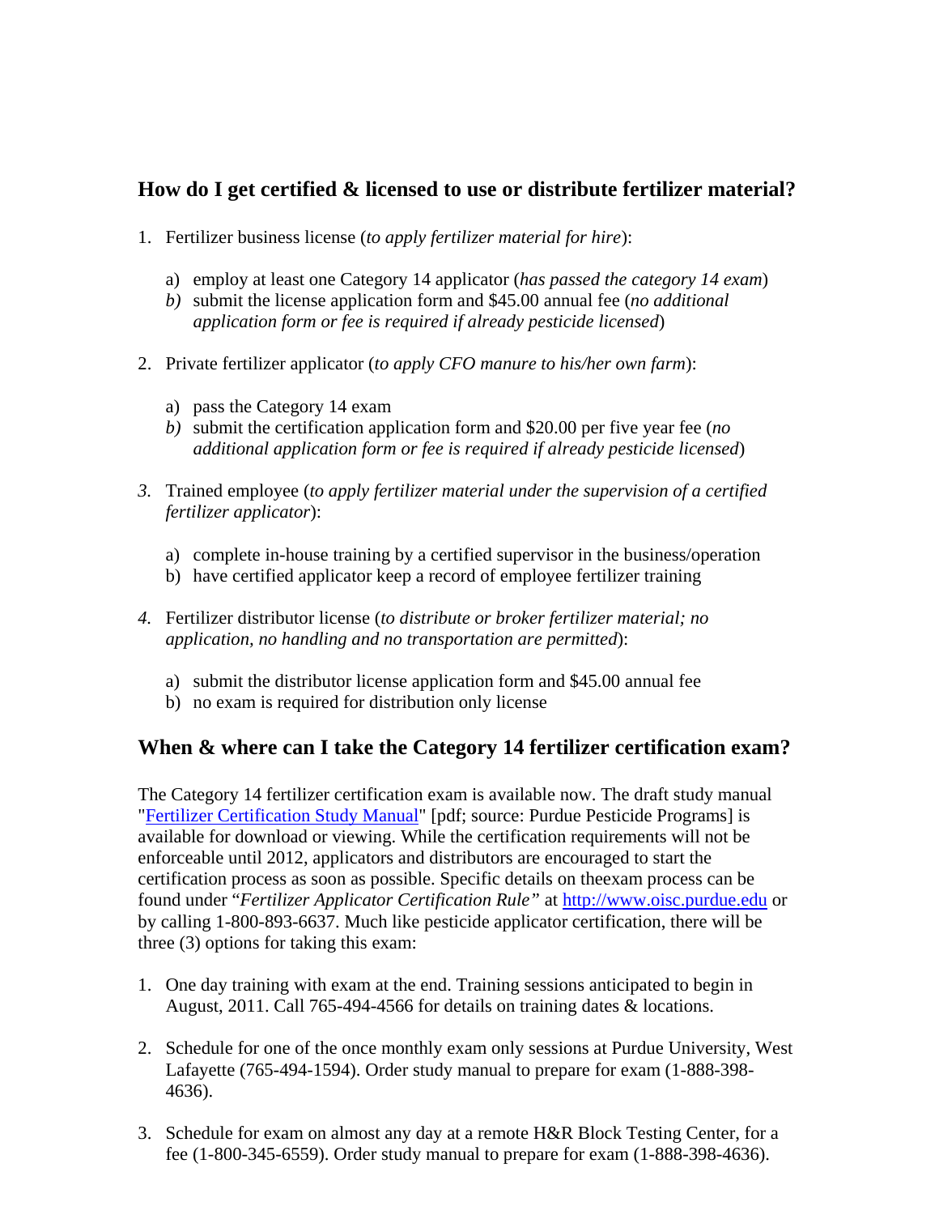## How do I get certified & licensed to use or distribute fertilizer material?

1. Fertilizer business license (*to apply fertilizer material for hire*):

   a) employ at least one Category 14 applicator (*has passed the category 14 exam*)
   *b)* submit the license application form and $45.00 annual fee (*no additional application form or fee is required if already pesticide licensed*)

2. Private fertilizer applicator (*to apply CFO manure to his/her own farm*):

   a) pass the Category 14 exam
   *b)* submit the certification application form and $20.00 per five year fee (*no additional application form or fee is required if already pesticide licensed*)

*3.* Trained employee (*to apply fertilizer material under the supervision of a certified fertilizer applicator*):

   a) complete in-house training by a certified supervisor in the business/operation
   b) have certified applicator keep a record of employee fertilizer training

*4.* Fertilizer distributor license (*to distribute or broker fertilizer material; no application, no handling and no transportation are permitted*):

   a) submit the distributor license application form and $45.00 annual fee
   b) no exam is required for distribution only license

## When & where can I take the Category 14 fertilizer certification exam?

The Category 14 fertilizer certification exam is available now. The draft study manual "[Fertilizer Certification Study Manual]" [pdf; source: Purdue Pesticide Programs] is available for download or viewing. While the certification requirements will not be enforceable until 2012, applicators and distributors are encouraged to start the certification process as soon as possible. Specific details on theexam process can be found under "*Fertilizer Applicator Certification Rule"* at http://www.oisc.purdue.edu or by calling 1-800-893-6637. Much like pesticide applicator certification, there will be three (3) options for taking this exam:

1. One day training with exam at the end. Training sessions anticipated to begin in August, 2011. Call 765-494-4566 for details on training dates & locations.

2. Schedule for one of the once monthly exam only sessions at Purdue University, West Lafayette (765-494-1594). Order study manual to prepare for exam (1-888-398-4636).

3. Schedule for exam on almost any day at a remote H&R Block Testing Center, for a fee (1-800-345-6559). Order study manual to prepare for exam (1-888-398-4636).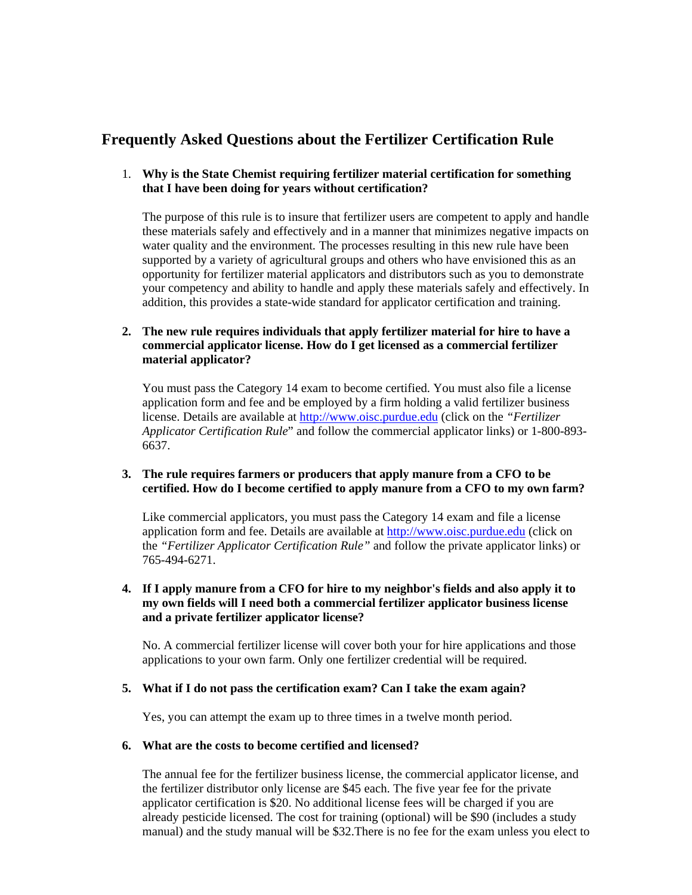## Frequently Asked Questions about the Fertilizer Certification Rule

1. **Why is the State Chemist requiring fertilizer material certification for something that I have been doing for years without certification?**

   The purpose of this rule is to insure that fertilizer users are competent to apply and handle these materials safely and effectively and in a manner that minimizes negative impacts on water quality and the environment. The processes resulting in this new rule have been supported by a variety of agricultural groups and others who have envisioned this as an opportunity for fertilizer material applicators and distributors such as you to demonstrate your competency and ability to handle and apply these materials safely and effectively. In addition, this provides a state-wide standard for applicator certification and training.

2. **The new rule requires individuals that apply fertilizer material for hire to have a commercial applicator license. How do I get licensed as a commercial fertilizer material applicator?**

   You must pass the Category 14 exam to become certified. You must also file a license application form and fee and be employed by a firm holding a valid fertilizer business license. Details are available at http://www.oisc.purdue.edu (click on the *"Fertilizer Applicator Certification Rule*" and follow the commercial applicator links) or 1-800-893-6637.

3. **The rule requires farmers or producers that apply manure from a CFO to be certified. How do I become certified to apply manure from a CFO to my own farm?**

   Like commercial applicators, you must pass the Category 14 exam and file a license application form and fee. Details are available at http://www.oisc.purdue.edu (click on the *"Fertilizer Applicator Certification Rule"* and follow the private applicator links) or 765-494-6271.

4. **If I apply manure from a CFO for hire to my neighbor's fields and also apply it to my own fields will I need both a commercial fertilizer applicator business license and a private fertilizer applicator license?**

   No. A commercial fertilizer license will cover both your for hire applications and those applications to your own farm. Only one fertilizer credential will be required.

5. **What if I do not pass the certification exam? Can I take the exam again?**

   Yes, you can attempt the exam up to three times in a twelve month period.

6. **What are the costs to become certified and licensed?**

   The annual fee for the fertilizer business license, the commercial applicator license, and the fertilizer distributor only license are $45 each. The five year fee for the private applicator certification is $20. No additional license fees will be charged if you are already pesticide licensed. The cost for training (optional) will be $90 (includes a study manual) and the study manual will be $32.There is no fee for the exam unless you elect to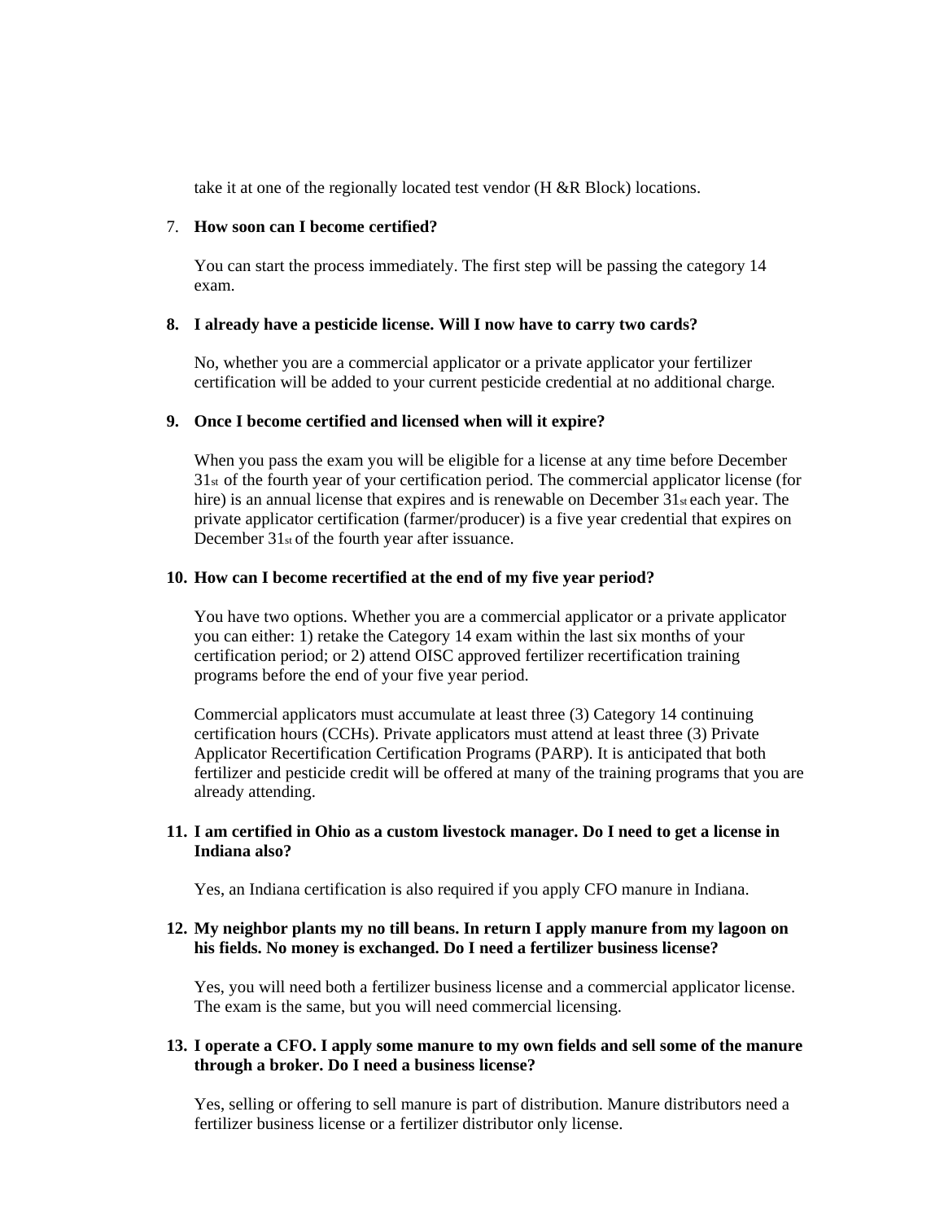take it at one of the regionally located test vendor (H &R Block) locations.

7. **How soon can I become certified?**

   You can start the process immediately. The first step will be passing the category 14 exam.

8. **I already have a pesticide license. Will I now have to carry two cards?**

   No, whether you are a commercial applicator or a private applicator your fertilizer certification will be added to your current pesticide credential at no additional charge.

9. **Once I become certified and licensed when will it expire?**

   When you pass the exam you will be eligible for a license at any time before December 31st of the fourth year of your certification period. The commercial applicator license (for hire) is an annual license that expires and is renewable on December 31st each year. The private applicator certification (farmer/producer) is a five year credential that expires on December 31st of the fourth year after issuance.

10. **How can I become recertified at the end of my five year period?**

    You have two options. Whether you are a commercial applicator or a private applicator you can either: 1) retake the Category 14 exam within the last six months of your certification period; or 2) attend OISC approved fertilizer recertification training programs before the end of your five year period.

    Commercial applicators must accumulate at least three (3) Category 14 continuing certification hours (CCHs). Private applicators must attend at least three (3) Private Applicator Recertification Certification Programs (PARP). It is anticipated that both fertilizer and pesticide credit will be offered at many of the training programs that you are already attending.

11. **I am certified in Ohio as a custom livestock manager. Do I need to get a license in Indiana also?**

    Yes, an Indiana certification is also required if you apply CFO manure in Indiana.

12. **My neighbor plants my no till beans. In return I apply manure from my lagoon on his fields. No money is exchanged. Do I need a fertilizer business license?**

    Yes, you will need both a fertilizer business license and a commercial applicator license. The exam is the same, but you will need commercial licensing.

13. **I operate a CFO. I apply some manure to my own fields and sell some of the manure through a broker. Do I need a business license?**

    Yes, selling or offering to sell manure is part of distribution. Manure distributors need a fertilizer business license or a fertilizer distributor only license.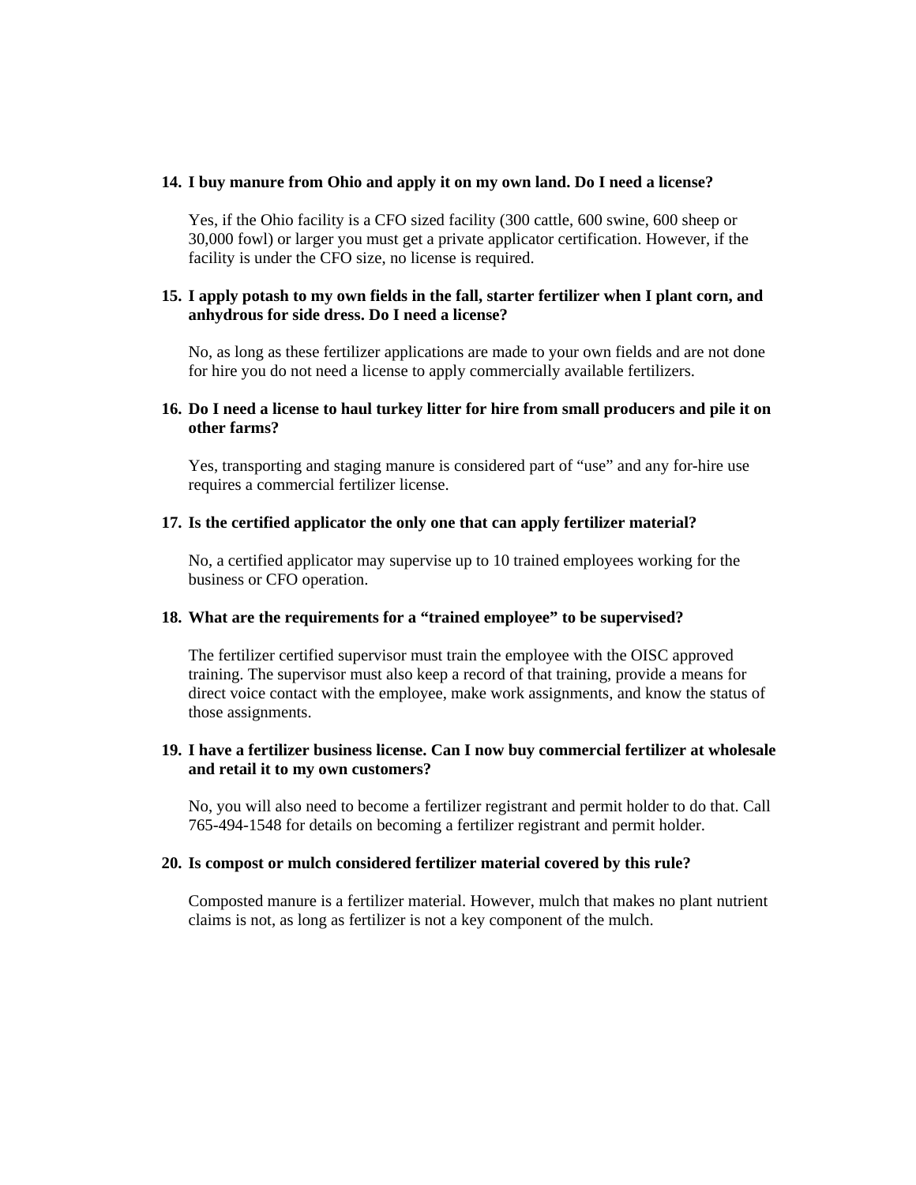14. **I buy manure from Ohio and apply it on my own land. Do I need a license?**

    Yes, if the Ohio facility is a CFO sized facility (300 cattle, 600 swine, 600 sheep or 30,000 fowl) or larger you must get a private applicator certification. However, if the facility is under the CFO size, no license is required.

15. **I apply potash to my own fields in the fall, starter fertilizer when I plant corn, and anhydrous for side dress. Do I need a license?**

    No, as long as these fertilizer applications are made to your own fields and are not done for hire you do not need a license to apply commercially available fertilizers.

16. **Do I need a license to haul turkey litter for hire from small producers and pile it on other farms?**

    Yes, transporting and staging manure is considered part of "use" and any for-hire use requires a commercial fertilizer license.

17. **Is the certified applicator the only one that can apply fertilizer material?**

    No, a certified applicator may supervise up to 10 trained employees working for the business or CFO operation.

18. **What are the requirements for a "trained employee" to be supervised?**

    The fertilizer certified supervisor must train the employee with the OISC approved training. The supervisor must also keep a record of that training, provide a means for direct voice contact with the employee, make work assignments, and know the status of those assignments.

19. **I have a fertilizer business license. Can I now buy commercial fertilizer at wholesale and retail it to my own customers?**

    No, you will also need to become a fertilizer registrant and permit holder to do that. Call 765-494-1548 for details on becoming a fertilizer registrant and permit holder.

20. **Is compost or mulch considered fertilizer material covered by this rule?**

    Composted manure is a fertilizer material. However, mulch that makes no plant nutrient claims is not, as long as fertilizer is not a key component of the mulch.